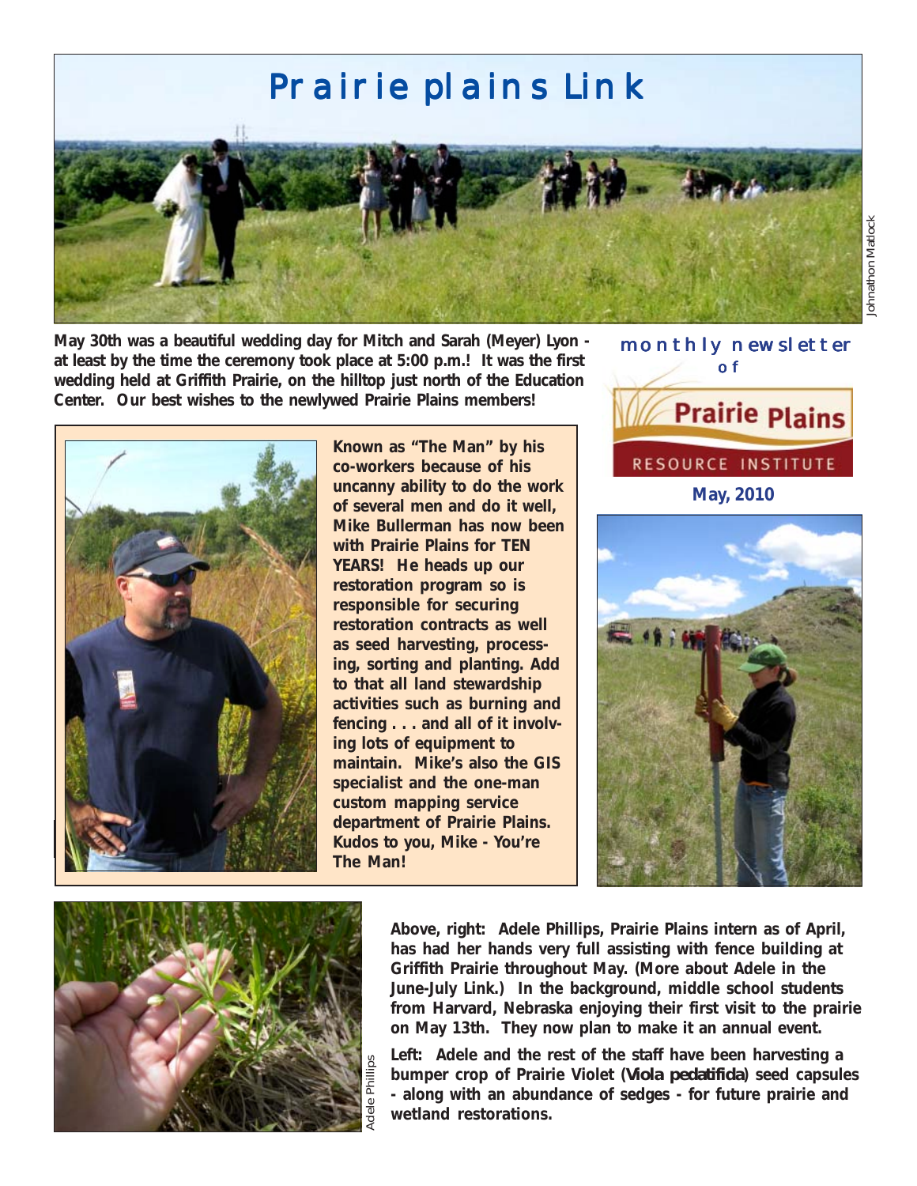# Prairie plains Link

Johnathon Matlock

**May 30th was a beautiful wedding day for Mitch and Sarah (Meyer) Lyon - at least by the time the ceremony took place at 5:00 p.m.! It was the first wedding held at Griffith Prairie, on the hilltop just north of the Education Center. Our best wishes to the newlywed Prairie Plains members!**

monthly newsletter of

Prairie Plains
RESOURCE INSTITUTE

**May, 2010**

**Known as "The Man" by his co-workers because of his uncanny ability to do the work of several men and do it well, Mike Bullerman has now been with Prairie Plains for TEN YEARS! He heads up our restoration program so is responsible for securing restoration contracts as well as seed harvesting, processing, sorting and planting. Add to that all land stewardship activities such as burning and fencing . . . and all of it involving lots of equipment to maintain. Mike's also the GIS specialist and the one-man custom mapping service department of Prairie Plains. Kudos to you, Mike - You're The Man!**

Adele Phillips

**Above, right: Adele Phillips, Prairie Plains intern as of April, has had her hands very full assisting with fence building at Griffith Prairie throughout May. (More about Adele in the June-July Link.) In the background, middle school students from Harvard, Nebraska enjoying their first visit to the prairie on May 13th. They now plan to make it an annual event.**

**Left: Adele and the rest of the staff have been harvesting a bumper crop of Prairie Violet (*Viola pedatifida*) seed capsules - along with an abundance of sedges - for future prairie and wetland restorations.**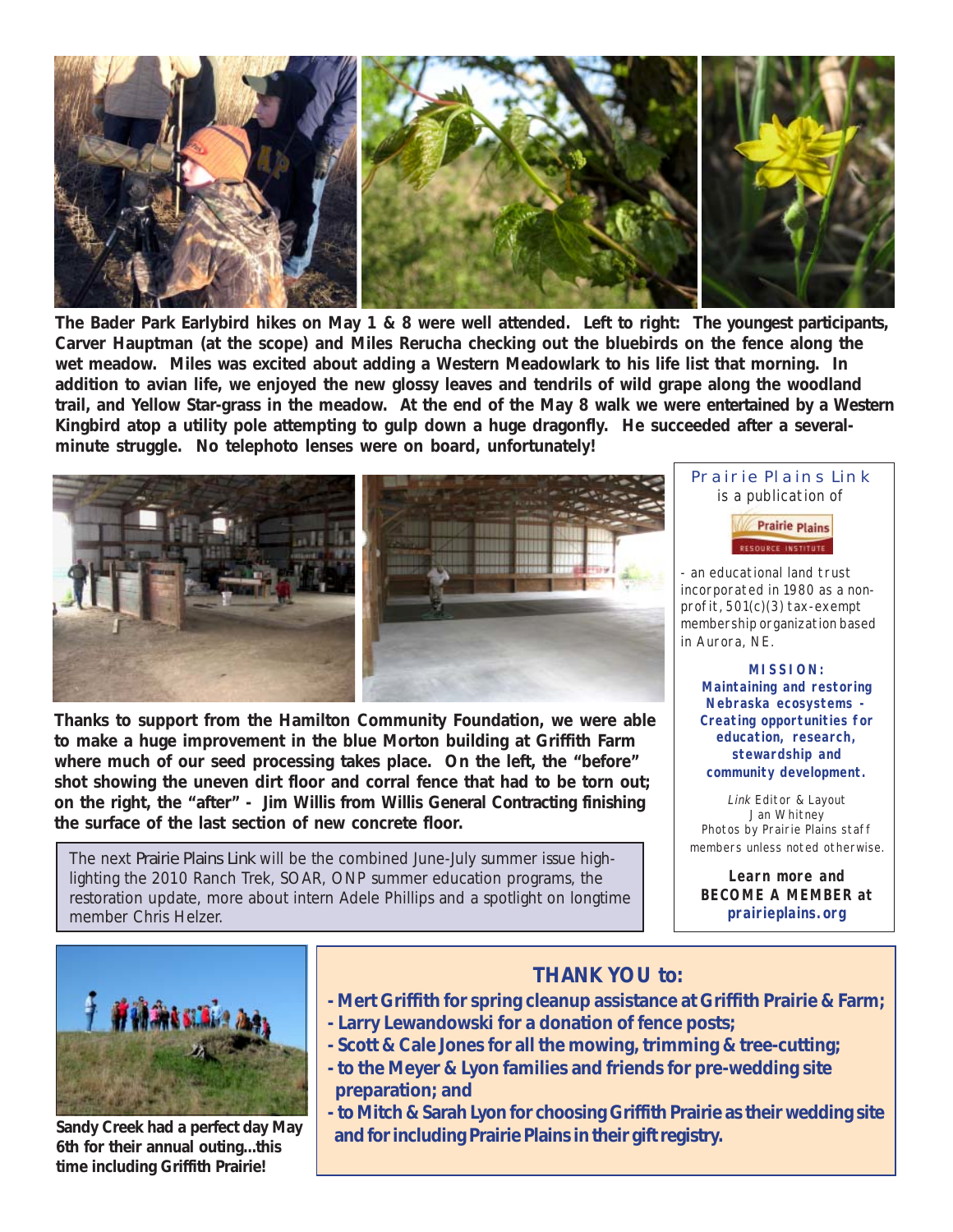**The Bader Park Earlybird hikes on May 1 & 8 were well attended. Left to right: The youngest participants, Carver Hauptman (at the scope) and Miles Rerucha checking out the bluebirds on the fence along the wet meadow. Miles was excited about adding a Western Meadowlark to his life list that morning. In addition to avian life, we enjoyed the new glossy leaves and tendrils of wild grape along the woodland trail, and Yellow Star-grass in the meadow. At the end of the May 8 walk we were entertained by a Western Kingbird atop a utility pole attempting to gulp down a huge dragonfly. He succeeded after a several-minute struggle. No telephoto lenses were on board, unfortunately!**

**Thanks to support from the Hamilton Community Foundation, we were able to make a huge improvement in the blue Morton building at Griffith Farm where much of our seed processing takes place. On the left, the "before" shot showing the uneven dirt floor and corral fence that had to be torn out; on the right, the "after" - Jim Willis from Willis General Contracting finishing the surface of the last section of new concrete floor.**

The next *Prairie Plains Link* will be the combined June-July summer issue highlighting the 2010 Ranch Trek, SOAR, ONP summer education programs, the restoration update, more about intern Adele Phillips and a spotlight on longtime member Chris Helzer.

Prairie Plains Link is a publication of

Prairie Plains RESOURCE INSTITUTE

- an educational land trust incorporated in 1980 as a non-profit, 501(c)(3) tax-exempt membership organization based in Aurora, NE.

**MISSION:**
**Maintaining and restoring Nebraska ecosystems - Creating opportunities for education, research, stewardship and community development.**

*Link* Editor & Layout
Jan Whitney
Photos by Prairie Plains staff members unless noted otherwise.

**Learn more and BECOME A MEMBER at prairieplains.org**

**Sandy Creek had a perfect day May 6th for their annual outing...this time including Griffith Prairie!**

## THANK YOU to:

- **Mert Griffith for spring cleanup assistance at Griffith Prairie & Farm;**
- **Larry Lewandowski for a donation of fence posts;**
- **Scott & Cale Jones for all the mowing, trimming & tree-cutting;**
- **to the Meyer & Lyon families and friends for pre-wedding site preparation; and**
- **to Mitch & Sarah Lyon for choosing Griffith Prairie as their wedding site and for including Prairie Plains in their gift registry.**